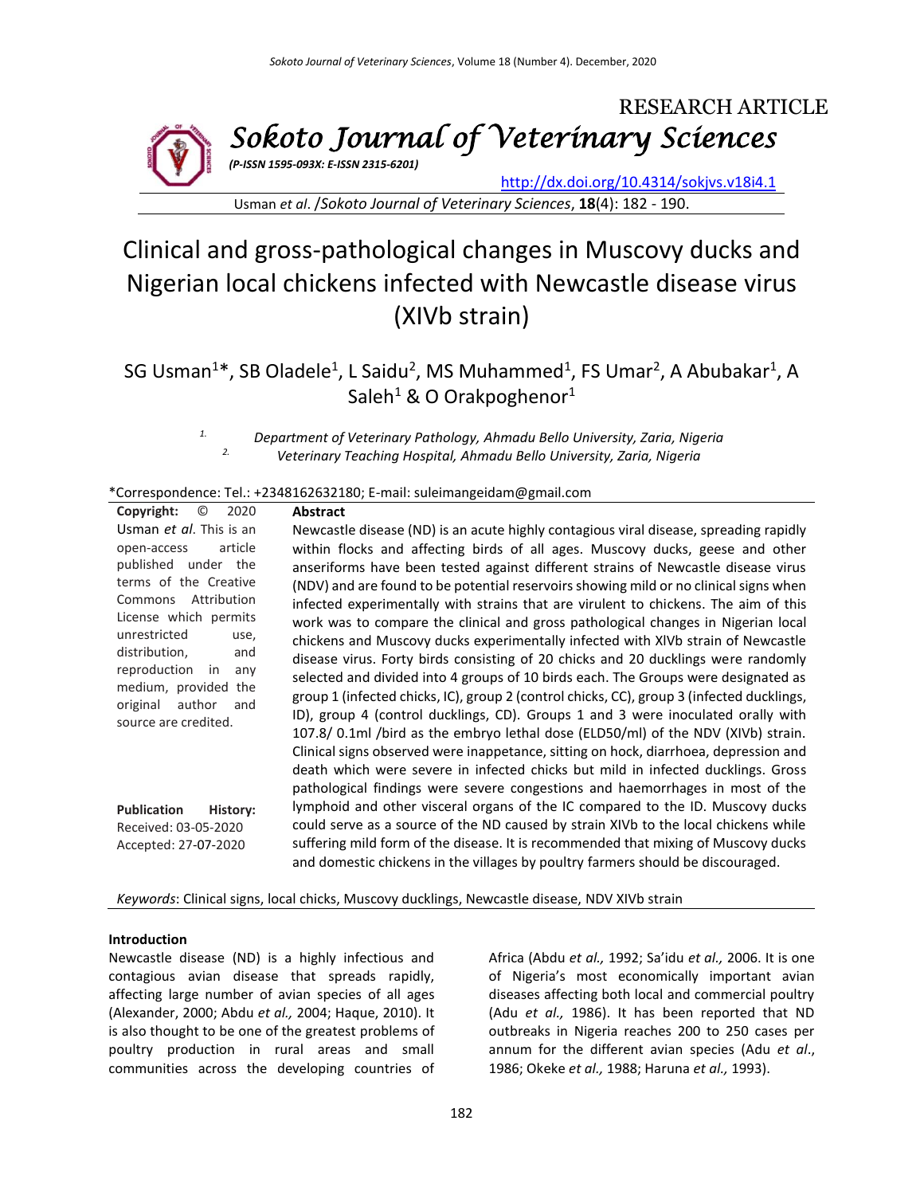RESEARCH ARTICLE

Sokoto Journal of Veterinary Sciences

*(P-ISSN 1595-093X: E-ISSN 2315-6201)*

http://dx.doi.org/10.4314/sokjvs.v18i4.1

Usman *et al*. /*Sokoto Journal of Veterinary Sciences*, **18**(4): 182 - 190.

# Clinical and gross-pathological changes in Muscovy ducks and Nigerian local chickens infected with Newcastle disease virus (XIVb strain)

SG Usman[1]*, SB Oladele[1], L Saidu[2], MS Muhammed[1], FS Umar[2], A Abubakar[1], A Saleh[1] & O Orakpoghenor[1]

[1]. *Department of Veterinary Pathology, Ahmadu Bello University, Zaria, Nigeria*
[2]. *Veterinary Teaching Hospital, Ahmadu Bello University, Zaria, Nigeria*

*Correspondence: Tel.: +2348162632180; E-mail: suleimangeidam@gmail.com

**Copyright:** © 2020 Usman *et al*. This is an open-access article published under the terms of the Creative Commons Attribution License which permits unrestricted use, distribution, and reproduction in any medium, provided the original author and source are credited.

**Publication History:**
Received: 03-05-2020
Accepted: 27-07-2020

**Abstract**

Newcastle disease (ND) is an acute highly contagious viral disease, spreading rapidly within flocks and affecting birds of all ages. Muscovy ducks, geese and other anseriforms have been tested against different strains of Newcastle disease virus (NDV) and are found to be potential reservoirs showing mild or no clinical signs when infected experimentally with strains that are virulent to chickens. The aim of this work was to compare the clinical and gross pathological changes in Nigerian local chickens and Muscovy ducks experimentally infected with XIVb strain of Newcastle disease virus. Forty birds consisting of 20 chicks and 20 ducklings were randomly selected and divided into 4 groups of 10 birds each. The Groups were designated as group 1 (infected chicks, IC), group 2 (control chicks, CC), group 3 (infected ducklings, ID), group 4 (control ducklings, CD). Groups 1 and 3 were inoculated orally with 107.8/ 0.1ml /bird as the embryo lethal dose (ELD50/ml) of the NDV (XIVb) strain. Clinical signs observed were inappetance, sitting on hock, diarrhoea, depression and death which were severe in infected chicks but mild in infected ducklings. Gross pathological findings were severe congestions and haemorrhages in most of the lymphoid and other visceral organs of the IC compared to the ID. Muscovy ducks could serve as a source of the ND caused by strain XIVb to the local chickens while suffering mild form of the disease. It is recommended that mixing of Muscovy ducks and domestic chickens in the villages by poultry farmers should be discouraged.

*Keywords*: Clinical signs, local chicks, Muscovy ducklings, Newcastle disease, NDV XIVb strain

**Introduction**

Newcastle disease (ND) is a highly infectious and contagious avian disease that spreads rapidly, affecting large number of avian species of all ages (Alexander, 2000; Abdu *et al.,* 2004; Haque, 2010). It is also thought to be one of the greatest problems of poultry production in rural areas and small communities across the developing countries of Africa (Abdu *et al.,* 1992; Sa'idu *et al.,* 2006. It is one of Nigeria's most economically important avian diseases affecting both local and commercial poultry (Adu *et al.,* 1986). It has been reported that ND outbreaks in Nigeria reaches 200 to 250 cases per annum for the different avian species (Adu *et al*., 1986; Okeke *et al.,* 1988; Haruna *et al.,* 1993).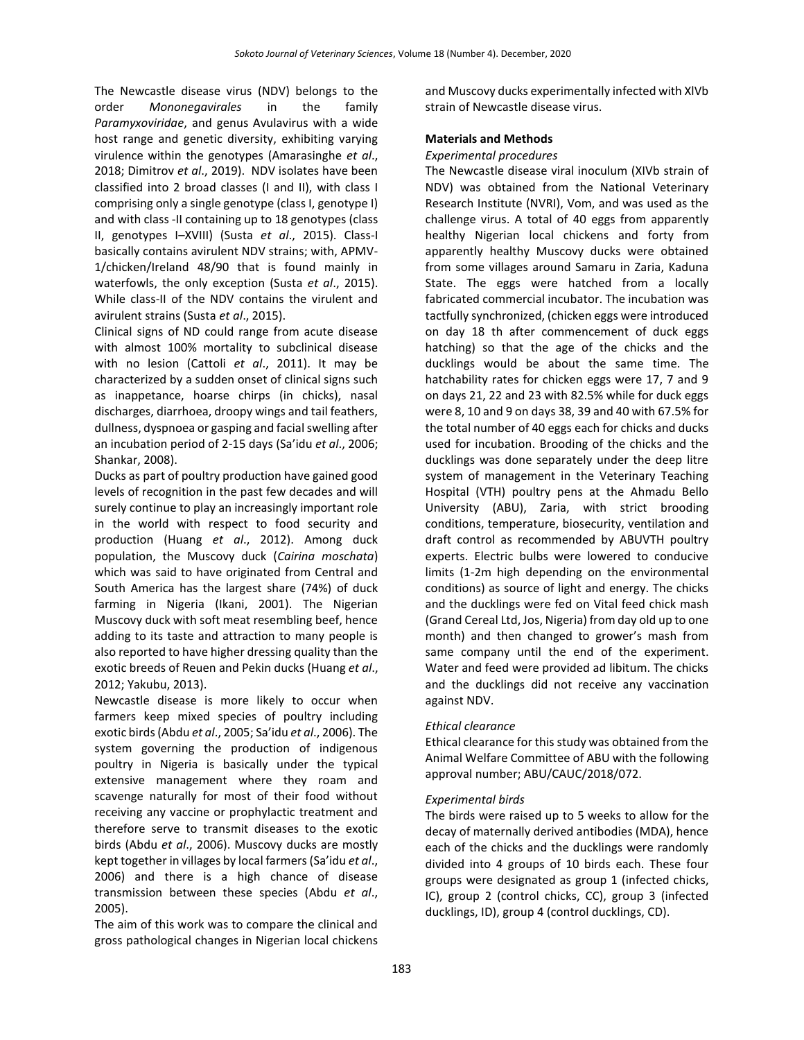The Newcastle disease virus (NDV) belongs to the order *Mononegavirales* in the family *Paramyxoviridae*, and genus Avulavirus with a wide host range and genetic diversity, exhibiting varying virulence within the genotypes (Amarasinghe *et al*., 2018; Dimitrov *et al*., 2019). NDV isolates have been classified into 2 broad classes (I and II), with class I comprising only a single genotype (class I, genotype I) and with class -II containing up to 18 genotypes (class II, genotypes I–XVIII) (Susta *et al*., 2015). Class-I basically contains avirulent NDV strains; with, APMV-1/chicken/Ireland 48/90 that is found mainly in waterfowls, the only exception (Susta *et al*., 2015). While class-II of the NDV contains the virulent and avirulent strains (Susta *et al*., 2015).

Clinical signs of ND could range from acute disease with almost 100% mortality to subclinical disease with no lesion (Cattoli *et al*., 2011). It may be characterized by a sudden onset of clinical signs such as inappetance, hoarse chirps (in chicks), nasal discharges, diarrhoea, droopy wings and tail feathers, dullness, dyspnoea or gasping and facial swelling after an incubation period of 2-15 days (Sa'idu *et al*., 2006; Shankar, 2008).

Ducks as part of poultry production have gained good levels of recognition in the past few decades and will surely continue to play an increasingly important role in the world with respect to food security and production (Huang *et al*., 2012). Among duck population, the Muscovy duck (*Cairina moschata*) which was said to have originated from Central and South America has the largest share (74%) of duck farming in Nigeria (Ikani, 2001). The Nigerian Muscovy duck with soft meat resembling beef, hence adding to its taste and attraction to many people is also reported to have higher dressing quality than the exotic breeds of Reuen and Pekin ducks (Huang *et al*., 2012; Yakubu, 2013).

Newcastle disease is more likely to occur when farmers keep mixed species of poultry including exotic birds (Abdu *et al*., 2005; Sa'idu *et al*., 2006). The system governing the production of indigenous poultry in Nigeria is basically under the typical extensive management where they roam and scavenge naturally for most of their food without receiving any vaccine or prophylactic treatment and therefore serve to transmit diseases to the exotic birds (Abdu *et al*., 2006). Muscovy ducks are mostly kept together in villages by local farmers (Sa'idu *et al*., 2006) and there is a high chance of disease transmission between these species (Abdu *et al*., 2005).

The aim of this work was to compare the clinical and gross pathological changes in Nigerian local chickens and Muscovy ducks experimentally infected with XlVb strain of Newcastle disease virus.

## Materials and Methods

### *Experimental procedures*

The Newcastle disease viral inoculum (XIVb strain of NDV) was obtained from the National Veterinary Research Institute (NVRI), Vom, and was used as the challenge virus. A total of 40 eggs from apparently healthy Nigerian local chickens and forty from apparently healthy Muscovy ducks were obtained from some villages around Samaru in Zaria, Kaduna State. The eggs were hatched from a locally fabricated commercial incubator. The incubation was tactfully synchronized, (chicken eggs were introduced on day 18 th after commencement of duck eggs hatching) so that the age of the chicks and the ducklings would be about the same time. The hatchability rates for chicken eggs were 17, 7 and 9 on days 21, 22 and 23 with 82.5% while for duck eggs were 8, 10 and 9 on days 38, 39 and 40 with 67.5% for the total number of 40 eggs each for chicks and ducks used for incubation. Brooding of the chicks and the ducklings was done separately under the deep litre system of management in the Veterinary Teaching Hospital (VTH) poultry pens at the Ahmadu Bello University (ABU), Zaria, with strict brooding conditions, temperature, biosecurity, ventilation and draft control as recommended by ABUVTH poultry experts. Electric bulbs were lowered to conducive limits (1-2m high depending on the environmental conditions) as source of light and energy. The chicks and the ducklings were fed on Vital feed chick mash (Grand Cereal Ltd, Jos, Nigeria) from day old up to one month) and then changed to grower's mash from same company until the end of the experiment. Water and feed were provided ad libitum. The chicks and the ducklings did not receive any vaccination against NDV.

### *Ethical clearance*

Ethical clearance for this study was obtained from the Animal Welfare Committee of ABU with the following approval number; ABU/CAUC/2018/072.

### *Experimental birds*

The birds were raised up to 5 weeks to allow for the decay of maternally derived antibodies (MDA), hence each of the chicks and the ducklings were randomly divided into 4 groups of 10 birds each. These four groups were designated as group 1 (infected chicks, IC), group 2 (control chicks, CC), group 3 (infected ducklings, ID), group 4 (control ducklings, CD).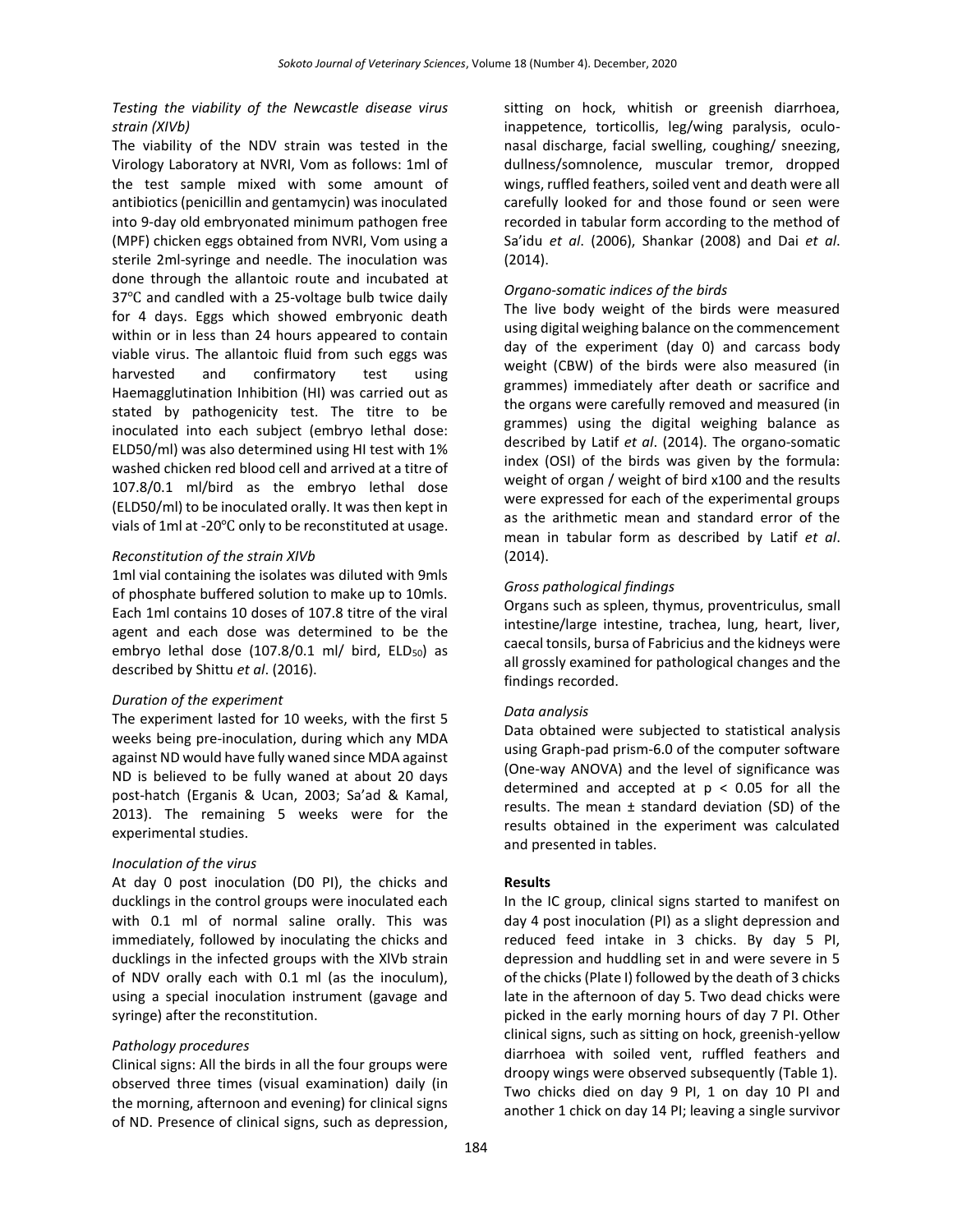*Testing the viability of the Newcastle disease virus strain (XIVb)*

The viability of the NDV strain was tested in the Virology Laboratory at NVRI, Vom as follows: 1ml of the test sample mixed with some amount of antibiotics (penicillin and gentamycin) was inoculated into 9-day old embryonated minimum pathogen free (MPF) chicken eggs obtained from NVRI, Vom using a sterile 2ml-syringe and needle. The inoculation was done through the allantoic route and incubated at 37℃ and candled with a 25-voltage bulb twice daily for 4 days. Eggs which showed embryonic death within or in less than 24 hours appeared to contain viable virus. The allantoic fluid from such eggs was harvested and confirmatory test using Haemagglutination Inhibition (HI) was carried out as stated by pathogenicity test. The titre to be inoculated into each subject (embryo lethal dose: ELD50/ml) was also determined using HI test with 1% washed chicken red blood cell and arrived at a titre of 107.8/0.1 ml/bird as the embryo lethal dose (ELD50/ml) to be inoculated orally. It was then kept in vials of 1ml at -20℃ only to be reconstituted at usage.

*Reconstitution of the strain XIVb*

1ml vial containing the isolates was diluted with 9mls of phosphate buffered solution to make up to 10mls. Each 1ml contains 10 doses of 107.8 titre of the viral agent and each dose was determined to be the embryo lethal dose (107.8/0.1 ml/ bird, $ELD_{50}$) as described by Shittu *et al*. (2016).

*Duration of the experiment*

The experiment lasted for 10 weeks, with the first 5 weeks being pre-inoculation, during which any MDA against ND would have fully waned since MDA against ND is believed to be fully waned at about 20 days post-hatch (Erganis & Ucan, 2003; Sa'ad & Kamal, 2013). The remaining 5 weeks were for the experimental studies.

*Inoculation of the virus*

At day 0 post inoculation (D0 PI), the chicks and ducklings in the control groups were inoculated each with 0.1 ml of normal saline orally. This was immediately, followed by inoculating the chicks and ducklings in the infected groups with the XlVb strain of NDV orally each with 0.1 ml (as the inoculum), using a special inoculation instrument (gavage and syringe) after the reconstitution.

*Pathology procedures*

Clinical signs: All the birds in all the four groups were observed three times (visual examination) daily (in the morning, afternoon and evening) for clinical signs of ND. Presence of clinical signs, such as depression, sitting on hock, whitish or greenish diarrhoea, inappetence, torticollis, leg/wing paralysis, oculo-nasal discharge, facial swelling, coughing/ sneezing, dullness/somnolence, muscular tremor, dropped wings, ruffled feathers, soiled vent and death were all carefully looked for and those found or seen were recorded in tabular form according to the method of Sa'idu *et al*. (2006), Shankar (2008) and Dai *et al*. (2014).

*Organo-somatic indices of the birds*

The live body weight of the birds were measured using digital weighing balance on the commencement day of the experiment (day 0) and carcass body weight (CBW) of the birds were also measured (in grammes) immediately after death or sacrifice and the organs were carefully removed and measured (in grammes) using the digital weighing balance as described by Latif *et al*. (2014). The organo-somatic index (OSI) of the birds was given by the formula: weight of organ / weight of bird x100 and the results were expressed for each of the experimental groups as the arithmetic mean and standard error of the mean in tabular form as described by Latif *et al*. (2014).

*Gross pathological findings*

Organs such as spleen, thymus, proventriculus, small intestine/large intestine, trachea, lung, heart, liver, caecal tonsils, bursa of Fabricius and the kidneys were all grossly examined for pathological changes and the findings recorded.

*Data analysis*

Data obtained were subjected to statistical analysis using Graph-pad prism-6.0 of the computer software (One-way ANOVA) and the level of significance was determined and accepted at $p < 0.05$ for all the results. The mean ± standard deviation (SD) of the results obtained in the experiment was calculated and presented in tables.

**Results**

In the IC group, clinical signs started to manifest on day 4 post inoculation (PI) as a slight depression and reduced feed intake in 3 chicks. By day 5 PI, depression and huddling set in and were severe in 5 of the chicks (Plate I) followed by the death of 3 chicks late in the afternoon of day 5. Two dead chicks were picked in the early morning hours of day 7 PI. Other clinical signs, such as sitting on hock, greenish-yellow diarrhoea with soiled vent, ruffled feathers and droopy wings were observed subsequently (Table 1). Two chicks died on day 9 PI, 1 on day 10 PI and another 1 chick on day 14 PI; leaving a single survivor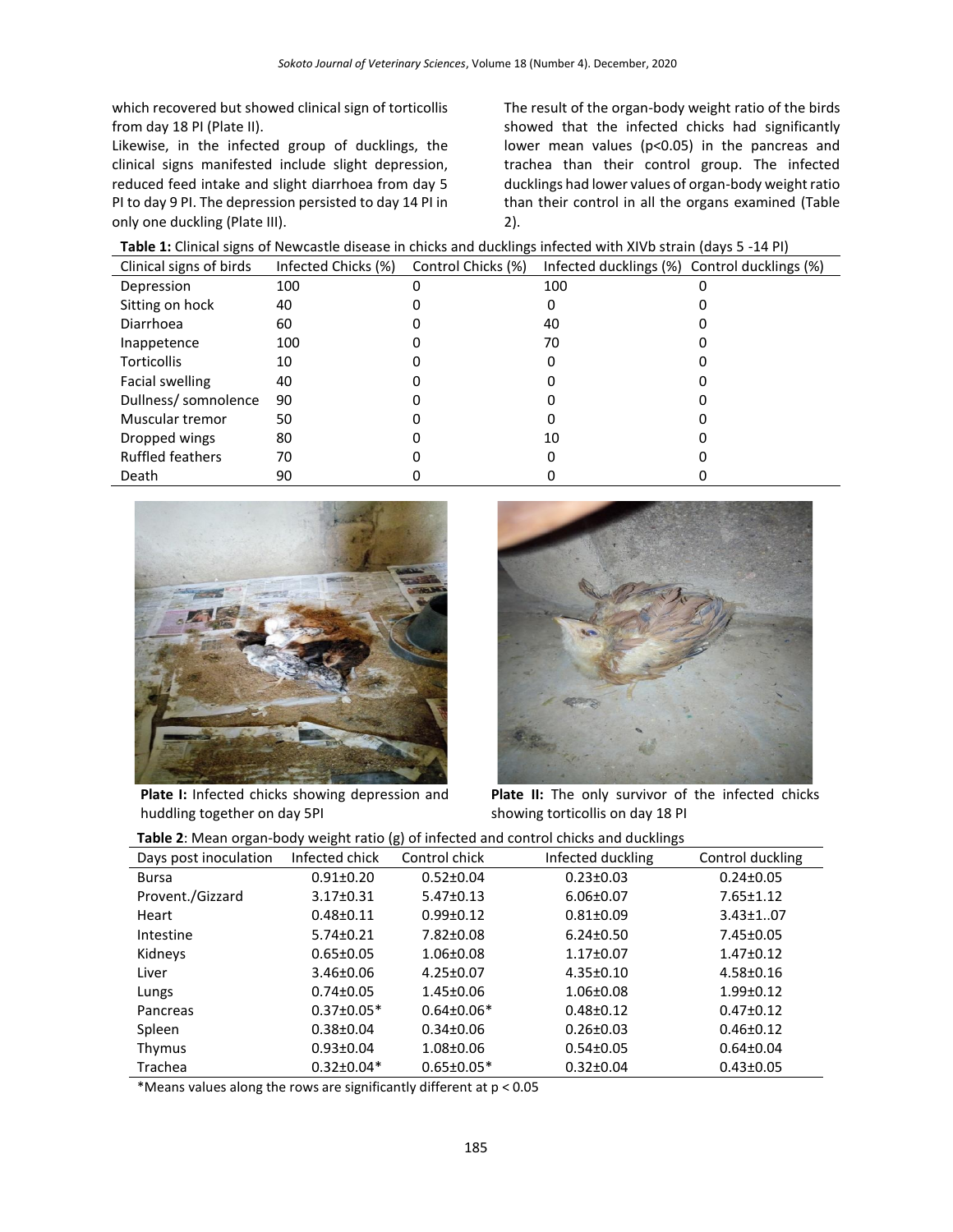which recovered but showed clinical sign of torticollis from day 18 PI (Plate II).

Likewise, in the infected group of ducklings, the clinical signs manifested include slight depression, reduced feed intake and slight diarrhoea from day 5 PI to day 9 PI. The depression persisted to day 14 PI in only one duckling (Plate III).

The result of the organ-body weight ratio of the birds showed that the infected chicks had significantly lower mean values ($p<0.05$) in the pancreas and trachea than their control group. The infected ducklings had lower values of organ-body weight ratio than their control in all the organs examined (Table 2).

**Table 1:** Clinical signs of Newcastle disease in chicks and ducklings infected with XIVb strain (days 5 -14 PI)

| Clinical signs of birds | Infected Chicks (%) | Control Chicks (%) | Infected ducklings (%) | Control ducklings (%) |
|---|---|---|---|---|
| Depression | 100 | 0 | 100 | 0 |
| Sitting on hock | 40 | 0 | 0 | 0 |
| Diarrhoea | 60 | 0 | 40 | 0 |
| Inappetence | 100 | 0 | 70 | 0 |
| Torticollis | 10 | 0 | 0 | 0 |
| Facial swelling | 40 | 0 | 0 | 0 |
| Dullness/ somnolence | 90 | 0 | 0 | 0 |
| Muscular tremor | 50 | 0 | 0 | 0 |
| Dropped wings | 80 | 0 | 10 | 0 |
| Ruffled feathers | 70 | 0 | 0 | 0 |
| Death | 90 | 0 | 0 | 0 |

**Plate I:** Infected chicks showing depression and huddling together on day 5PI

**Plate II:** The only survivor of the infected chicks showing torticollis on day 18 PI

**Table 2**: Mean organ-body weight ratio (g) of infected and control chicks and ducklings

| Days post inoculation | Infected chick | Control chick | Infected duckling | Control duckling |
|---|---|---|---|---|
| Bursa | 0.91±0.20 | 0.52±0.04 | 0.23±0.03 | 0.24±0.05 |
| Provent./Gizzard | 3.17±0.31 | 5.47±0.13 | 6.06±0.07 | 7.65±1.12 |
| Heart | 0.48±0.11 | 0.99±0.12 | 0.81±0.09 | 3.43±1..07 |
| Intestine | 5.74±0.21 | 7.82±0.08 | 6.24±0.50 | 7.45±0.05 |
| Kidneys | 0.65±0.05 | 1.06±0.08 | 1.17±0.07 | 1.47±0.12 |
| Liver | 3.46±0.06 | 4.25±0.07 | 4.35±0.10 | 4.58±0.16 |
| Lungs | 0.74±0.05 | 1.45±0.06 | 1.06±0.08 | 1.99±0.12 |
| Pancreas | 0.37±0.05* | 0.64±0.06* | 0.48±0.12 | 0.47±0.12 |
| Spleen | 0.38±0.04 | 0.34±0.06 | 0.26±0.03 | 0.46±0.12 |
| Thymus | 0.93±0.04 | 1.08±0.06 | 0.54±0.05 | 0.64±0.04 |
| Trachea | 0.32±0.04* | 0.65±0.05* | 0.32±0.04 | 0.43±0.05 |

*Means values along the rows are significantly different at $p < 0.05$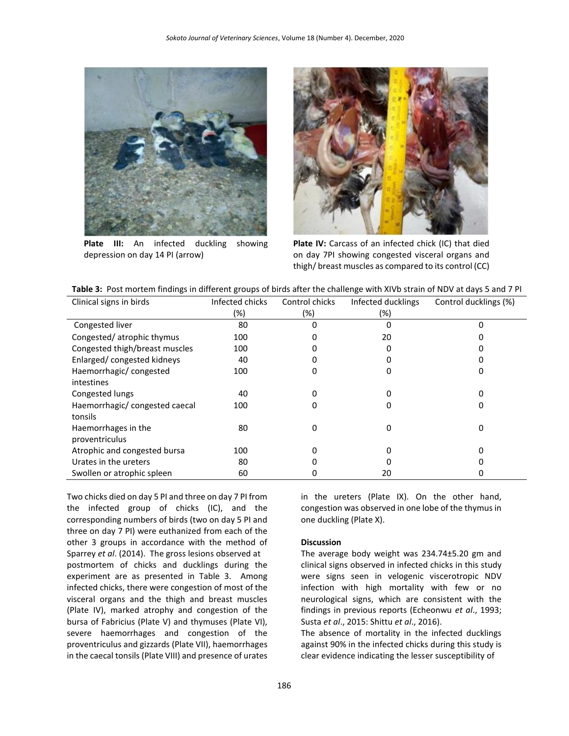**Plate III:** An infected duckling showing depression on day 14 PI (arrow)

**Plate IV:** Carcass of an infected chick (IC) that died on day 7PI showing congested visceral organs and thigh/ breast muscles as compared to its control (CC)

**Table 3:** Post mortem findings in different groups of birds after the challenge with XIVb strain of NDV at days 5 and 7 PI

| Clinical signs in birds | Infected chicks (%) | Control chicks (%) | Infected ducklings (%) | Control ducklings (%) |
|---|---|---|---|---|
| Congested liver | 80 | 0 | 0 | 0 |
| Congested/ atrophic thymus | 100 | 0 | 20 | 0 |
| Congested thigh/breast muscles | 100 | 0 | 0 | 0 |
| Enlarged/ congested kidneys | 40 | 0 | 0 | 0 |
| Haemorrhagic/ congested intestines | 100 | 0 | 0 | 0 |
| Congested lungs | 40 | 0 | 0 | 0 |
| Haemorrhagic/ congested caecal tonsils | 100 | 0 | 0 | 0 |
| Haemorrhages in the proventriculus | 80 | 0 | 0 | 0 |
| Atrophic and congested bursa | 100 | 0 | 0 | 0 |
| Urates in the ureters | 80 | 0 | 0 | 0 |
| Swollen or atrophic spleen | 60 | 0 | 20 | 0 |

Two chicks died on day 5 PI and three on day 7 PI from the infected group of chicks (IC), and the corresponding numbers of birds (two on day 5 PI and three on day 7 PI) were euthanized from each of the other 3 groups in accordance with the method of Sparrey *et al*. (2014). The gross lesions observed at postmortem of chicks and ducklings during the experiment are as presented in Table 3. Among infected chicks, there were congestion of most of the visceral organs and the thigh and breast muscles (Plate IV), marked atrophy and congestion of the bursa of Fabricius (Plate V) and thymuses (Plate VI), severe haemorrhages and congestion of the proventriculus and gizzards (Plate VII), haemorrhages in the caecal tonsils (Plate VIII) and presence of urates in the ureters (Plate IX). On the other hand, congestion was observed in one lobe of the thymus in one duckling (Plate X).

**Discussion**

The average body weight was 234.74±5.20 gm and clinical signs observed in infected chicks in this study were signs seen in velogenic viscerotropic NDV infection with high mortality with few or no neurological signs, which are consistent with the findings in previous reports (Echeonwu *et al*., 1993; Susta *et al*., 2015: Shittu *et al*., 2016).

The absence of mortality in the infected ducklings against 90% in the infected chicks during this study is clear evidence indicating the lesser susceptibility of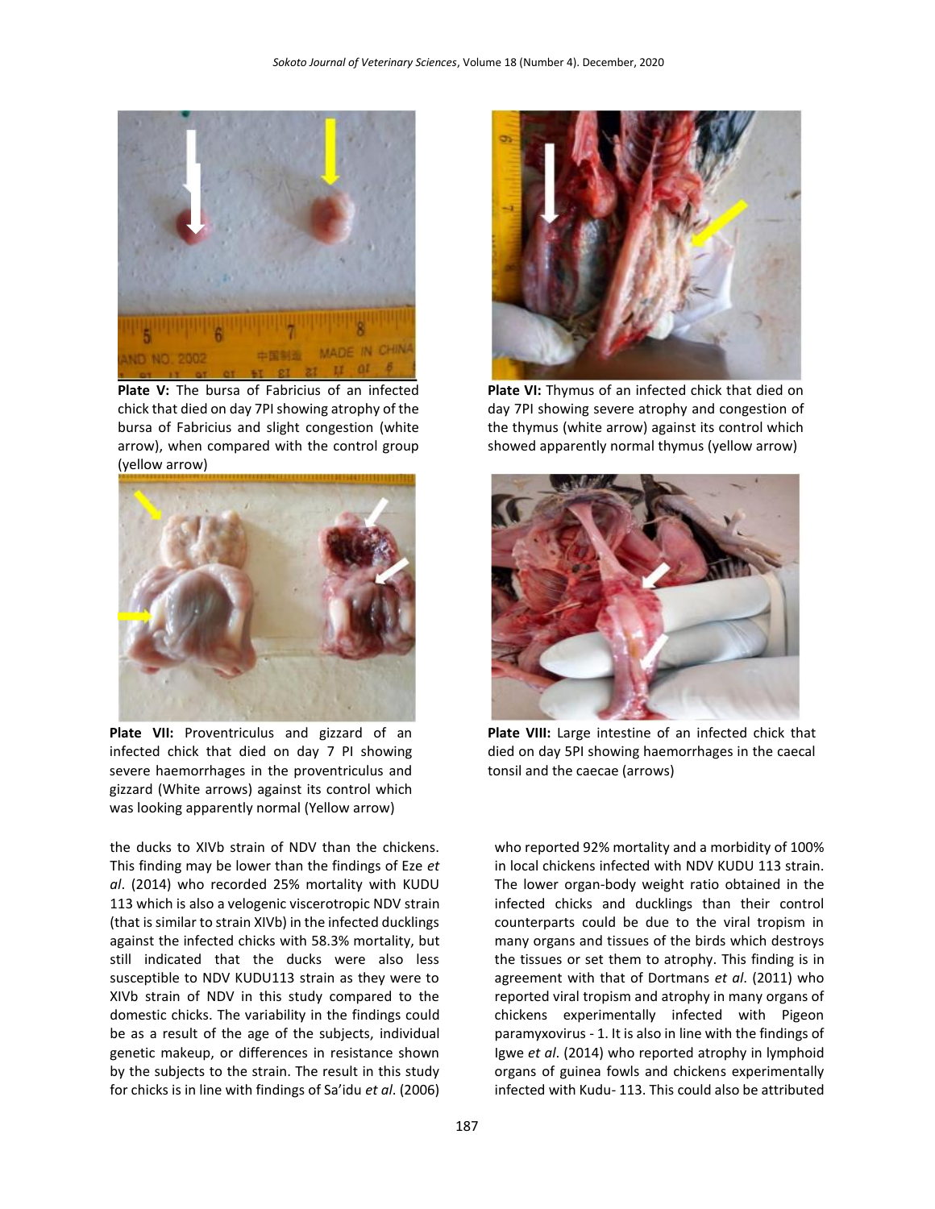**Plate V:** The bursa of Fabricius of an infected chick that died on day 7PI showing atrophy of the bursa of Fabricius and slight congestion (white arrow), when compared with the control group (yellow arrow)

**Plate VI:** Thymus of an infected chick that died on day 7PI showing severe atrophy and congestion of the thymus (white arrow) against its control which showed apparently normal thymus (yellow arrow)

**Plate VII:** Proventriculus and gizzard of an infected chick that died on day 7 PI showing severe haemorrhages in the proventriculus and gizzard (White arrows) against its control which was looking apparently normal (Yellow arrow)

**Plate VIII:** Large intestine of an infected chick that died on day 5PI showing haemorrhages in the caecal tonsil and the caecae (arrows)

the ducks to XIVb strain of NDV than the chickens. This finding may be lower than the findings of Eze *et al*. (2014) who recorded 25% mortality with KUDU 113 which is also a velogenic viscerotropic NDV strain (that is similar to strain XIVb) in the infected ducklings against the infected chicks with 58.3% mortality, but still indicated that the ducks were also less susceptible to NDV KUDU113 strain as they were to XIVb strain of NDV in this study compared to the domestic chicks. The variability in the findings could be as a result of the age of the subjects, individual genetic makeup, or differences in resistance shown by the subjects to the strain. The result in this study for chicks is in line with findings of Sa'idu *et al*. (2006) who reported 92% mortality and a morbidity of 100% in local chickens infected with NDV KUDU 113 strain. The lower organ-body weight ratio obtained in the infected chicks and ducklings than their control counterparts could be due to the viral tropism in many organs and tissues of the birds which destroys the tissues or set them to atrophy. This finding is in agreement with that of Dortmans *et al*. (2011) who reported viral tropism and atrophy in many organs of chickens experimentally infected with Pigeon paramyxovirus - 1. It is also in line with the findings of Igwe *et al*. (2014) who reported atrophy in lymphoid organs of guinea fowls and chickens experimentally infected with Kudu- 113. This could also be attributed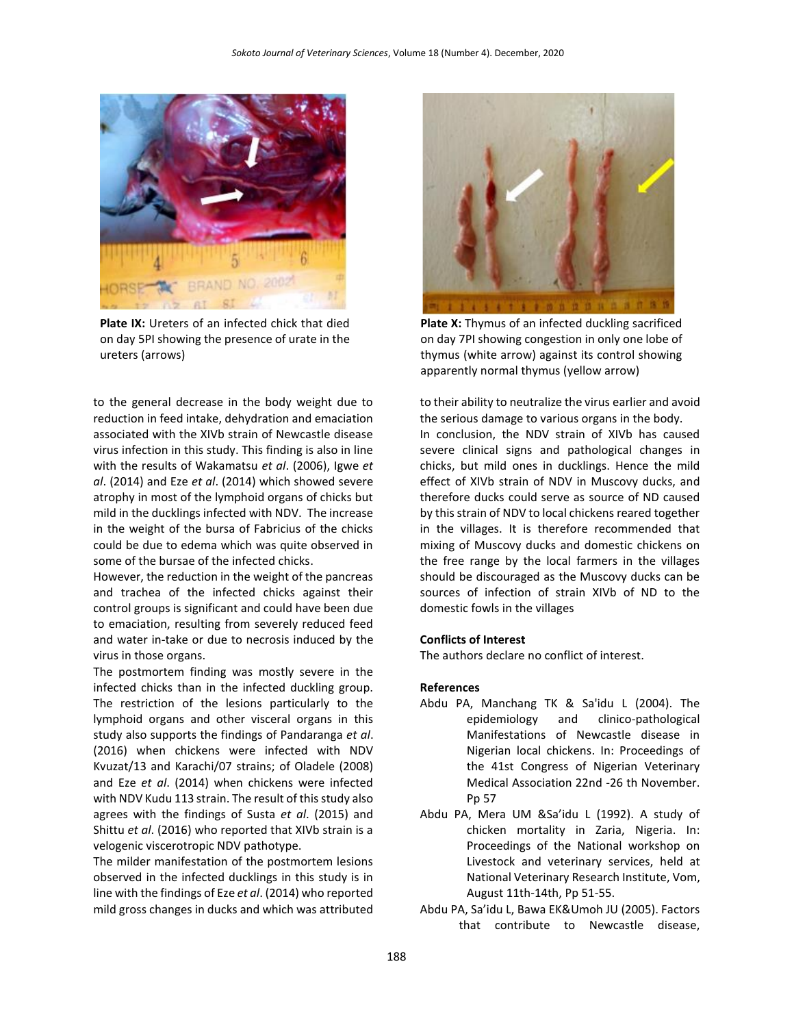Plate IX: Ureters of an infected chick that died on day 5PI showing the presence of urate in the ureters (arrows)

Plate X: Thymus of an infected duckling sacrificed on day 7PI showing congestion in only one lobe of thymus (white arrow) against its control showing apparently normal thymus (yellow arrow)

to the general decrease in the body weight due to reduction in feed intake, dehydration and emaciation associated with the XIVb strain of Newcastle disease virus infection in this study. This finding is also in line with the results of Wakamatsu *et al*. (2006), Igwe *et al*. (2014) and Eze *et al*. (2014) which showed severe atrophy in most of the lymphoid organs of chicks but mild in the ducklings infected with NDV. The increase in the weight of the bursa of Fabricius of the chicks could be due to edema which was quite observed in some of the bursae of the infected chicks.

However, the reduction in the weight of the pancreas and trachea of the infected chicks against their control groups is significant and could have been due to emaciation, resulting from severely reduced feed and water in-take or due to necrosis induced by the virus in those organs.

The postmortem finding was mostly severe in the infected chicks than in the infected duckling group. The restriction of the lesions particularly to the lymphoid organs and other visceral organs in this study also supports the findings of Pandaranga *et al*. (2016) when chickens were infected with NDV Kvuzat/13 and Karachi/07 strains; of Oladele (2008) and Eze *et al*. (2014) when chickens were infected with NDV Kudu 113 strain. The result of this study also agrees with the findings of Susta *et al*. (2015) and Shittu *et al*. (2016) who reported that XIVb strain is a velogenic viscerotropic NDV pathotype.

The milder manifestation of the postmortem lesions observed in the infected ducklings in this study is in line with the findings of Eze *et al*. (2014) who reported mild gross changes in ducks and which was attributed to their ability to neutralize the virus earlier and avoid the serious damage to various organs in the body.

In conclusion, the NDV strain of XIVb has caused severe clinical signs and pathological changes in chicks, but mild ones in ducklings. Hence the mild effect of XIVb strain of NDV in Muscovy ducks, and therefore ducks could serve as source of ND caused by this strain of NDV to local chickens reared together in the villages. It is therefore recommended that mixing of Muscovy ducks and domestic chickens on the free range by the local farmers in the villages should be discouraged as the Muscovy ducks can be sources of infection of strain XIVb of ND to the domestic fowls in the villages

**Conflicts of Interest**

The authors declare no conflict of interest.

**References**

Abdu PA, Manchang TK & Sa'idu L (2004). The epidemiology and clinico-pathological Manifestations of Newcastle disease in Nigerian local chickens. In: Proceedings of the 41st Congress of Nigerian Veterinary Medical Association 22nd -26 th November. Pp 57

Abdu PA, Mera UM &Sa'idu L (1992). A study of chicken mortality in Zaria, Nigeria. In: Proceedings of the National workshop on Livestock and veterinary services, held at National Veterinary Research Institute, Vom, August 11th-14th, Pp 51-55.

Abdu PA, Sa'idu L, Bawa EK&Umoh JU (2005). Factors that contribute to Newcastle disease,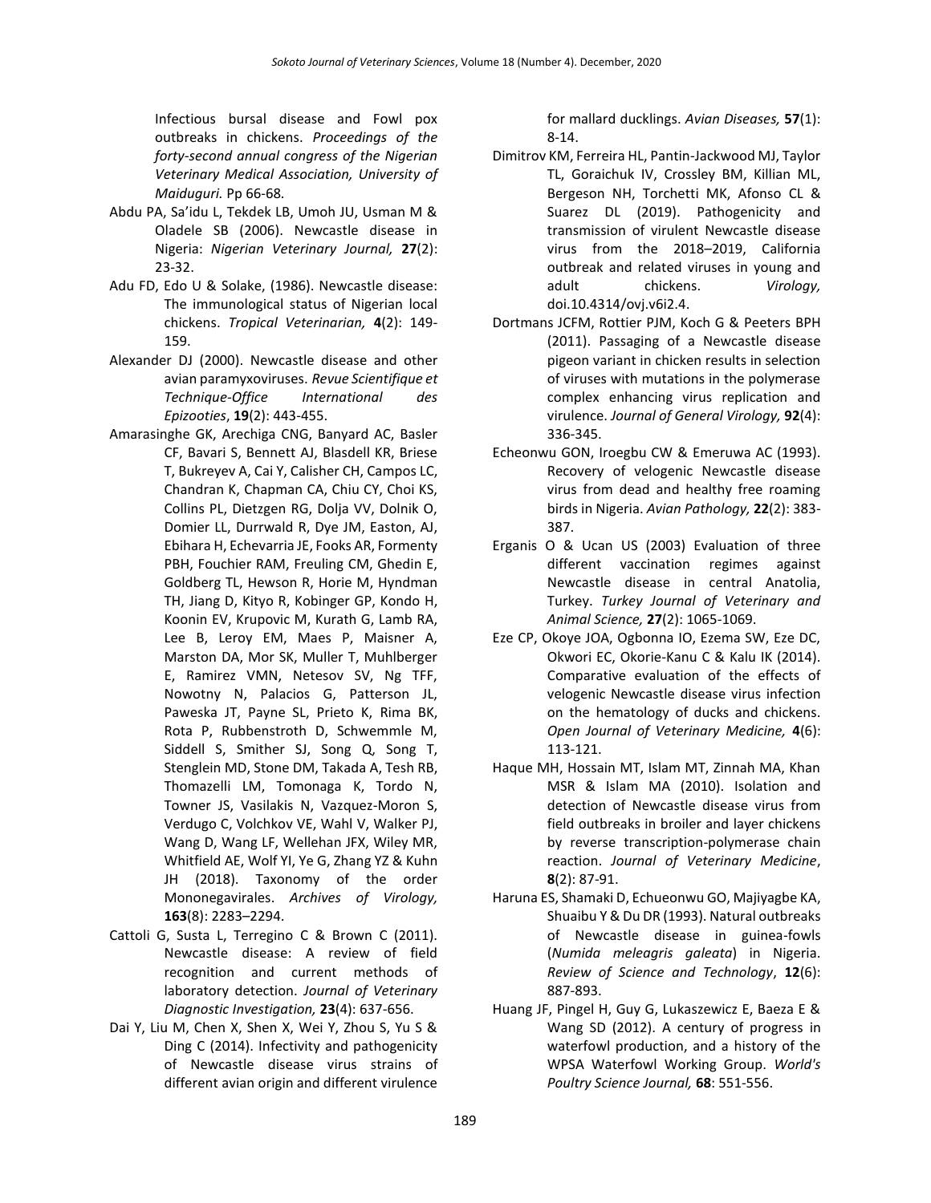Infectious bursal disease and Fowl pox outbreaks in chickens. *Proceedings of the forty-second annual congress of the Nigerian Veterinary Medical Association, University of Maiduguri*. Pp 66-68.

Abdu PA, Sa'idu L, Tekdek LB, Umoh JU, Usman M & Oladele SB (2006). Newcastle disease in Nigeria: *Nigerian Veterinary Journal,* **27**(2): 23-32.

Adu FD, Edo U & Solake, (1986). Newcastle disease: The immunological status of Nigerian local chickens. *Tropical Veterinarian,* **4**(2): 149-159.

Alexander DJ (2000). Newcastle disease and other avian paramyxoviruses. *Revue Scientifique et Technique-Office International des Epizooties*, **19**(2): 443-455.

Amarasinghe GK, Arechiga CNG, Banyard AC, Basler CF, Bavari S, Bennett AJ, Blasdell KR, Briese T, Bukreyev A, Cai Y, Calisher CH, Campos LC, Chandran K, Chapman CA, Chiu CY, Choi KS, Collins PL, Dietzgen RG, Dolja VV, Dolnik O, Domier LL, Durrwald R, Dye JM, Easton, AJ, Ebihara H, Echevarria JE, Fooks AR, Formenty PBH, Fouchier RAM, Freuling CM, Ghedin E, Goldberg TL, Hewson R, Horie M, Hyndman TH, Jiang D, Kityo R, Kobinger GP, Kondo H, Koonin EV, Krupovic M, Kurath G, Lamb RA, Lee B, Leroy EM, Maes P, Maisner A, Marston DA, Mor SK, Muller T, Muhlberger E, Ramirez VMN, Netesov SV, Ng TFF, Nowotny N, Palacios G, Patterson JL, Paweska JT, Payne SL, Prieto K, Rima BK, Rota P, Rubbenstroth D, Schwemmle M, Siddell S, Smither SJ, Song Q, Song T, Stenglein MD, Stone DM, Takada A, Tesh RB, Thomazelli LM, Tomonaga K, Tordo N, Towner JS, Vasilakis N, Vazquez-Moron S, Verdugo C, Volchkov VE, Wahl V, Walker PJ, Wang D, Wang LF, Wellehan JFX, Wiley MR, Whitfield AE, Wolf YI, Ye G, Zhang YZ & Kuhn JH (2018). Taxonomy of the order Mononegavirales. *Archives of Virology,* **163**(8): 2283–2294.

Cattoli G, Susta L, Terregino C & Brown C (2011). Newcastle disease: A review of field recognition and current methods of laboratory detection. *Journal of Veterinary Diagnostic Investigation,* **23**(4): 637-656.

Dai Y, Liu M, Chen X, Shen X, Wei Y, Zhou S, Yu S & Ding C (2014). Infectivity and pathogenicity of Newcastle disease virus strains of different avian origin and different virulence for mallard ducklings. *Avian Diseases,* **57**(1): 8-14.

Dimitrov KM, Ferreira HL, Pantin-Jackwood MJ, Taylor TL, Goraichuk IV, Crossley BM, Killian ML, Bergeson NH, Torchetti MK, Afonso CL & Suarez DL (2019). Pathogenicity and transmission of virulent Newcastle disease virus from the 2018–2019, California outbreak and related viruses in young and adult chickens. *Virology,* doi.10.4314/ovj.v6i2.4.

Dortmans JCFM, Rottier PJM, Koch G & Peeters BPH (2011). Passaging of a Newcastle disease pigeon variant in chicken results in selection of viruses with mutations in the polymerase complex enhancing virus replication and virulence. *Journal of General Virology,* **92**(4): 336-345.

Echeonwu GON, Iroegbu CW & Emeruwa AC (1993). Recovery of velogenic Newcastle disease virus from dead and healthy free roaming birds in Nigeria. *Avian Pathology,* **22**(2): 383-387.

Erganis O & Ucan US (2003) Evaluation of three different vaccination regimes against Newcastle disease in central Anatolia, Turkey. *Turkey Journal of Veterinary and Animal Science,* **27**(2): 1065-1069.

Eze CP, Okoye JOA, Ogbonna IO, Ezema SW, Eze DC, Okwori EC, Okorie-Kanu C & Kalu IK (2014). Comparative evaluation of the effects of velogenic Newcastle disease virus infection on the hematology of ducks and chickens. *Open Journal of Veterinary Medicine,* **4**(6): 113-121.

Haque MH, Hossain MT, Islam MT, Zinnah MA, Khan MSR & Islam MA (2010). Isolation and detection of Newcastle disease virus from field outbreaks in broiler and layer chickens by reverse transcription-polymerase chain reaction. *Journal of Veterinary Medicine*, **8**(2): 87-91.

Haruna ES, Shamaki D, Echueonwu GO, Majiyagbe KA, Shuaibu Y & Du DR (1993). Natural outbreaks of Newcastle disease in guinea-fowls (*Numida meleagris galeata*) in Nigeria. *Review of Science and Technology*, **12**(6): 887-893.

Huang JF, Pingel H, Guy G, Lukaszewicz E, Baeza E & Wang SD (2012). A century of progress in waterfowl production, and a history of the WPSA Waterfowl Working Group. *World's Poultry Science Journal,* **68**: 551-556.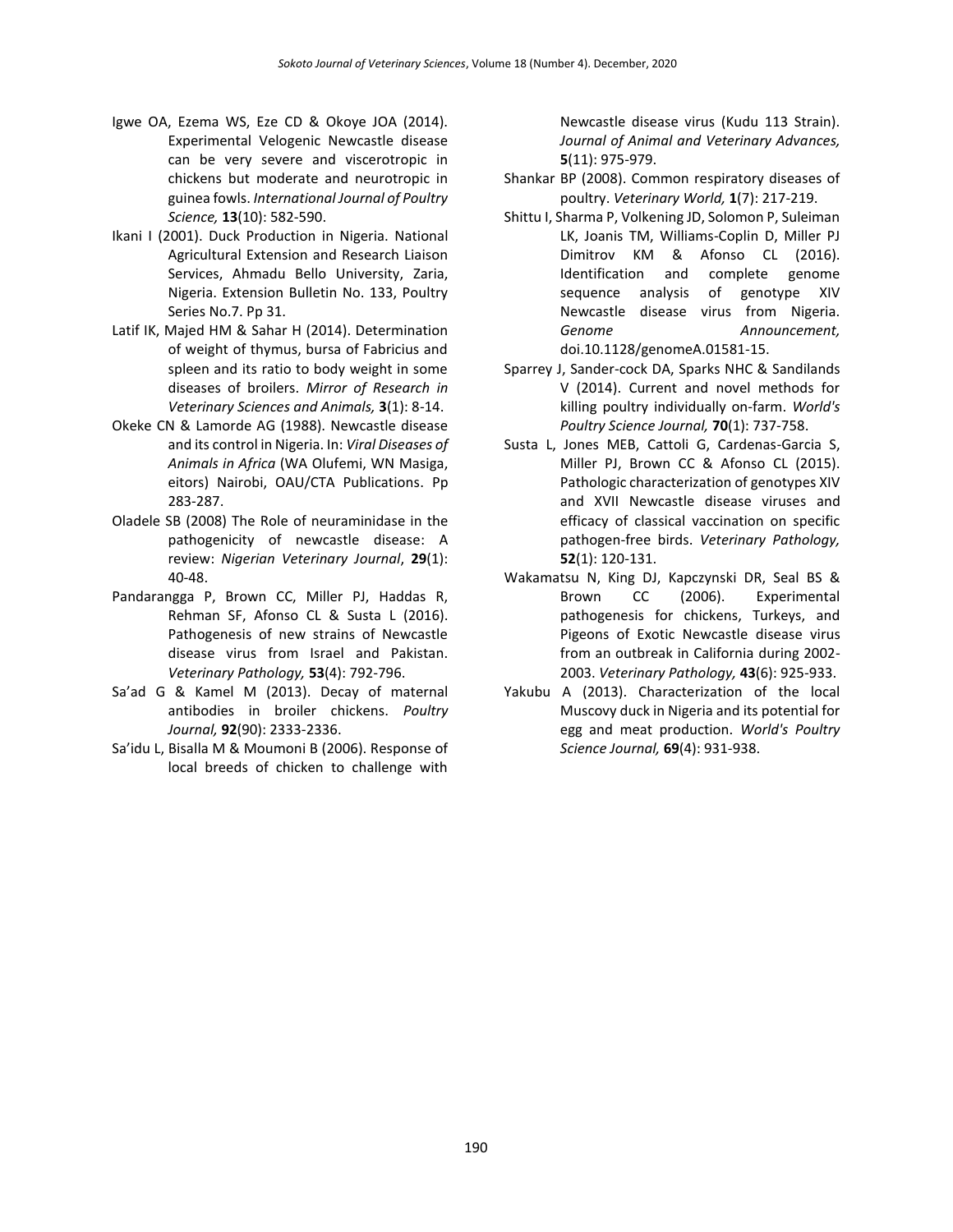Igwe OA, Ezema WS, Eze CD & Okoye JOA (2014). Experimental Velogenic Newcastle disease can be very severe and viscerotropic in chickens but moderate and neurotropic in guinea fowls. *International Journal of Poultry Science,* **13**(10): 582-590.

Ikani I (2001). Duck Production in Nigeria. National Agricultural Extension and Research Liaison Services, Ahmadu Bello University, Zaria, Nigeria. Extension Bulletin No. 133, Poultry Series No.7. Pp 31.

Latif IK, Majed HM & Sahar H (2014). Determination of weight of thymus, bursa of Fabricius and spleen and its ratio to body weight in some diseases of broilers. *Mirror of Research in Veterinary Sciences and Animals,* **3**(1): 8-14.

Okeke CN & Lamorde AG (1988). Newcastle disease and its control in Nigeria. In: *Viral Diseases of Animals in Africa* (WA Olufemi, WN Masiga, eitors) Nairobi, OAU/CTA Publications. Pp 283-287.

Oladele SB (2008) The Role of neuraminidase in the pathogenicity of newcastle disease: A review: *Nigerian Veterinary Journal*, **29**(1): 40-48.

Pandarangga P, Brown CC, Miller PJ, Haddas R, Rehman SF, Afonso CL & Susta L (2016). Pathogenesis of new strains of Newcastle disease virus from Israel and Pakistan. *Veterinary Pathology,* **53**(4): 792-796.

Sa'ad G & Kamel M (2013). Decay of maternal antibodies in broiler chickens. *Poultry Journal,* **92**(90): 2333-2336.

Sa'idu L, Bisalla M & Moumoni B (2006). Response of local breeds of chicken to challenge with Newcastle disease virus (Kudu 113 Strain). *Journal of Animal and Veterinary Advances,* **5**(11): 975-979.

Shankar BP (2008). Common respiratory diseases of poultry. *Veterinary World,* **1**(7): 217-219.

Shittu I, Sharma P, Volkening JD, Solomon P, Suleiman LK, Joanis TM, Williams-Coplin D, Miller PJ Dimitrov KM & Afonso CL (2016). Identification and complete genome sequence analysis of genotype XIV Newcastle disease virus from Nigeria. *Genome Announcement,* doi.10.1128/genomeA.01581-15.

Sparrey J, Sander-cock DA, Sparks NHC & Sandilands V (2014). Current and novel methods for killing poultry individually on-farm. *World's Poultry Science Journal,* **70**(1): 737-758.

Susta L, Jones MEB, Cattoli G, Cardenas-Garcia S, Miller PJ, Brown CC & Afonso CL (2015). Pathologic characterization of genotypes XIV and XVII Newcastle disease viruses and efficacy of classical vaccination on specific pathogen-free birds. *Veterinary Pathology,* **52**(1): 120-131.

Wakamatsu N, King DJ, Kapczynski DR, Seal BS & Brown CC (2006). Experimental pathogenesis for chickens, Turkeys, and Pigeons of Exotic Newcastle disease virus from an outbreak in California during 2002-2003. *Veterinary Pathology,* **43**(6): 925-933.

Yakubu A (2013). Characterization of the local Muscovy duck in Nigeria and its potential for egg and meat production. *World's Poultry Science Journal,* **69**(4): 931-938.